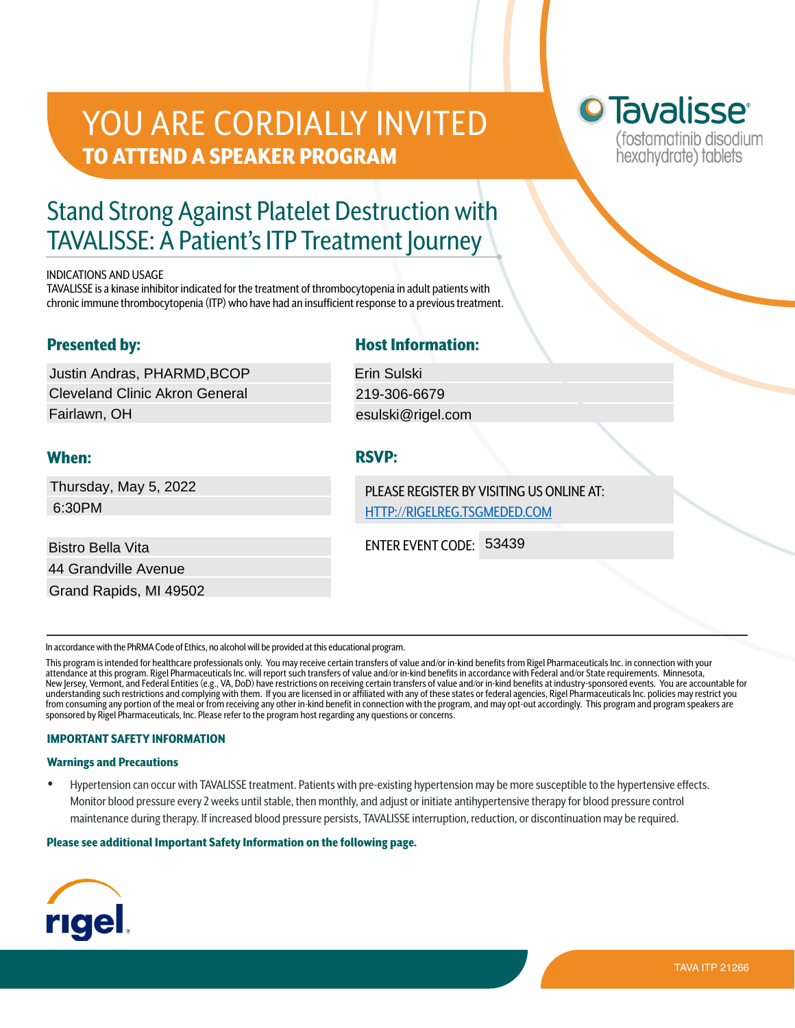# YOU ARE CORDIALLY INVITED
## TO ATTEND A SPEAKER PROGRAM

Tavalisse®
(fostamatinib disodium hexahydrate) tablets

# Stand Strong Against Platelet Destruction with TAVALISSE: A Patient's ITP Treatment Journey

INDICATIONS AND USAGE
TAVALISSE is a kinase inhibitor indicated for the treatment of thrombocytopenia in adult patients with chronic immune thrombocytopenia (ITP) who have had an insufficient response to a previous treatment.

### Presented by:

Justin Andras, PHARMD,BCOP
Cleveland Clinic Akron General
Fairlawn, OH

### When:

Thursday, May 5, 2022
6:30PM

Bistro Bella Vita
44 Grandville Avenue
Grand Rapids, MI 49502

### Host Information:

Erin Sulski
219-306-6679
esulski@rigel.com

### RSVP:

PLEASE REGISTER BY VISITING US ONLINE AT:
HTTP://RIGELREG.TSGMEDED.COM

ENTER EVENT CODE: 53439

---

In accordance with the PhRMA Code of Ethics, no alcohol will be provided at this educational program.

This program is intended for healthcare professionals only. You may receive certain transfers of value and/or in-kind benefits from Rigel Pharmaceuticals Inc. in connection with your attendance at this program. Rigel Pharmaceuticals Inc. will report such transfers of value and/or in-kind benefits in accordance with Federal and/or State requirements. Minnesota, New Jersey, Vermont, and Federal Entities (e.g., VA, DoD) have restrictions on receiving certain transfers of value and/or in-kind benefits at industry-sponsored events. You are accountable for understanding such restrictions and complying with them. If you are licensed in or affiliated with any of these states or federal agencies, Rigel Pharmaceuticals Inc. policies may restrict you from consuming any portion of the meal or from receiving any other in-kind benefit in connection with the program, and may opt-out accordingly. This program and program speakers are sponsored by Rigel Pharmaceuticals, Inc. Please refer to the program host regarding any questions or concerns.

#### IMPORTANT SAFETY INFORMATION

**Warnings and Precautions**

- Hypertension can occur with TAVALISSE treatment. Patients with pre-existing hypertension may be more susceptible to the hypertensive effects. Monitor blood pressure every 2 weeks until stable, then monthly, and adjust or initiate antihypertensive therapy for blood pressure control maintenance during therapy. If increased blood pressure persists, TAVALISSE interruption, reduction, or discontinuation may be required.

**Please see additional Important Safety Information on the following page.**

rigel

TAVA ITP 21266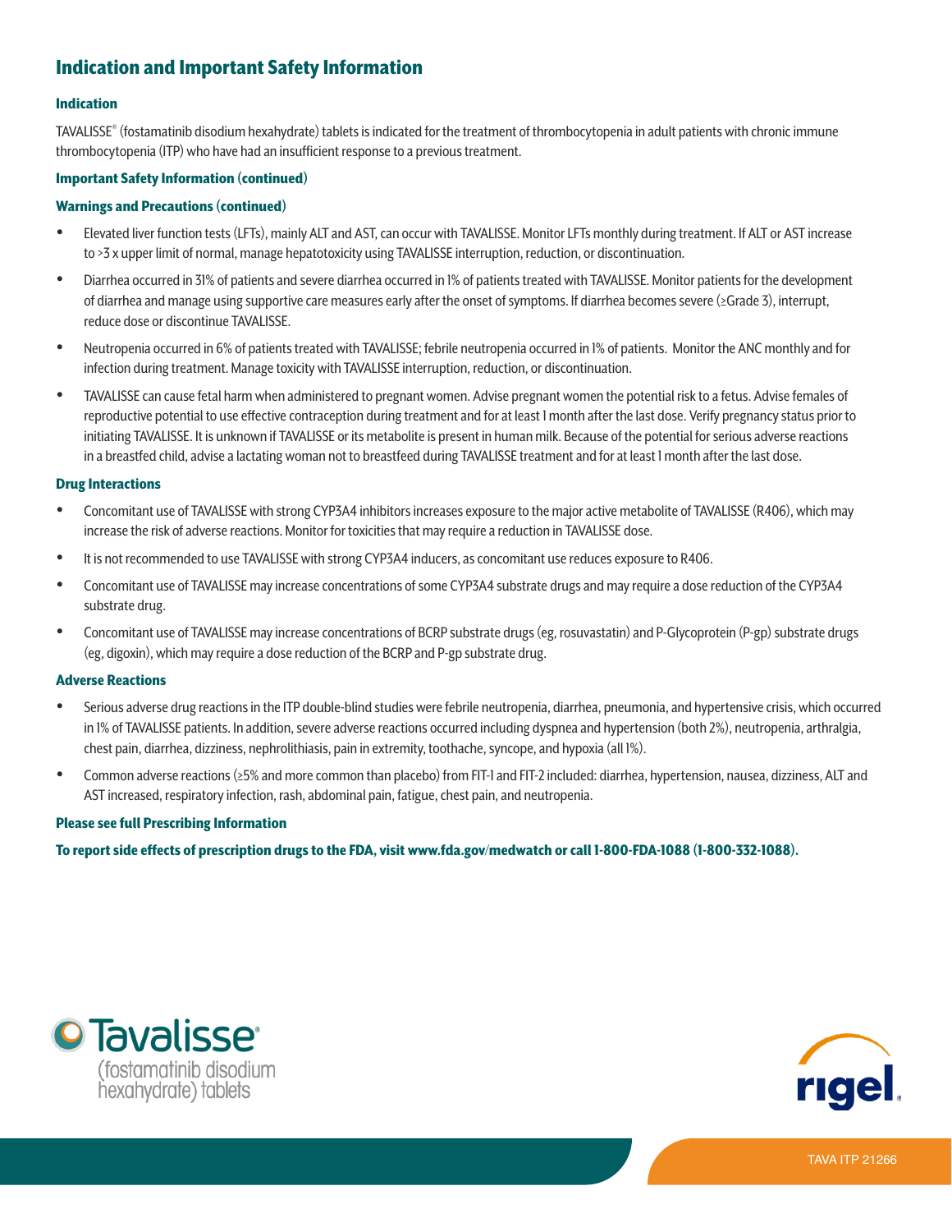## Indication and Important Safety Information

### Indication

TAVALISSE® (fostamatinib disodium hexahydrate) tablets is indicated for the treatment of thrombocytopenia in adult patients with chronic immune thrombocytopenia (ITP) who have had an insufficient response to a previous treatment.

### Important Safety Information (continued)

### Warnings and Precautions (continued)

- Elevated liver function tests (LFTs), mainly ALT and AST, can occur with TAVALISSE. Monitor LFTs monthly during treatment. If ALT or AST increase to >3 x upper limit of normal, manage hepatotoxicity using TAVALISSE interruption, reduction, or discontinuation.
- Diarrhea occurred in 31% of patients and severe diarrhea occurred in 1% of patients treated with TAVALISSE. Monitor patients for the development of diarrhea and manage using supportive care measures early after the onset of symptoms. If diarrhea becomes severe (≥Grade 3), interrupt, reduce dose or discontinue TAVALISSE.
- Neutropenia occurred in 6% of patients treated with TAVALISSE; febrile neutropenia occurred in 1% of patients. Monitor the ANC monthly and for infection during treatment. Manage toxicity with TAVALISSE interruption, reduction, or discontinuation.
- TAVALISSE can cause fetal harm when administered to pregnant women. Advise pregnant women the potential risk to a fetus. Advise females of reproductive potential to use effective contraception during treatment and for at least 1 month after the last dose. Verify pregnancy status prior to initiating TAVALISSE. It is unknown if TAVALISSE or its metabolite is present in human milk. Because of the potential for serious adverse reactions in a breastfed child, advise a lactating woman not to breastfeed during TAVALISSE treatment and for at least 1 month after the last dose.

### Drug Interactions

- Concomitant use of TAVALISSE with strong CYP3A4 inhibitors increases exposure to the major active metabolite of TAVALISSE (R406), which may increase the risk of adverse reactions. Monitor for toxicities that may require a reduction in TAVALISSE dose.
- It is not recommended to use TAVALISSE with strong CYP3A4 inducers, as concomitant use reduces exposure to R406.
- Concomitant use of TAVALISSE may increase concentrations of some CYP3A4 substrate drugs and may require a dose reduction of the CYP3A4 substrate drug.
- Concomitant use of TAVALISSE may increase concentrations of BCRP substrate drugs (eg, rosuvastatin) and P-Glycoprotein (P-gp) substrate drugs (eg, digoxin), which may require a dose reduction of the BCRP and P-gp substrate drug.

### Adverse Reactions

- Serious adverse drug reactions in the ITP double-blind studies were febrile neutropenia, diarrhea, pneumonia, and hypertensive crisis, which occurred in 1% of TAVALISSE patients. In addition, severe adverse reactions occurred including dyspnea and hypertension (both 2%), neutropenia, arthralgia, chest pain, diarrhea, dizziness, nephrolithiasis, pain in extremity, toothache, syncope, and hypoxia (all 1%).
- Common adverse reactions (≥5% and more common than placebo) from FIT-1 and FIT-2 included: diarrhea, hypertension, nausea, dizziness, ALT and AST increased, respiratory infection, rash, abdominal pain, fatigue, chest pain, and neutropenia.

**Please see full Prescribing Information**

**To report side effects of prescription drugs to the FDA, visit www.fda.gov/medwatch or call 1-800-FDA-1088 (1-800-332-1088).**

Tavalisse®
(fostamatinib disodium hexahydrate) tablets

rigel.

TAVA ITP 21266